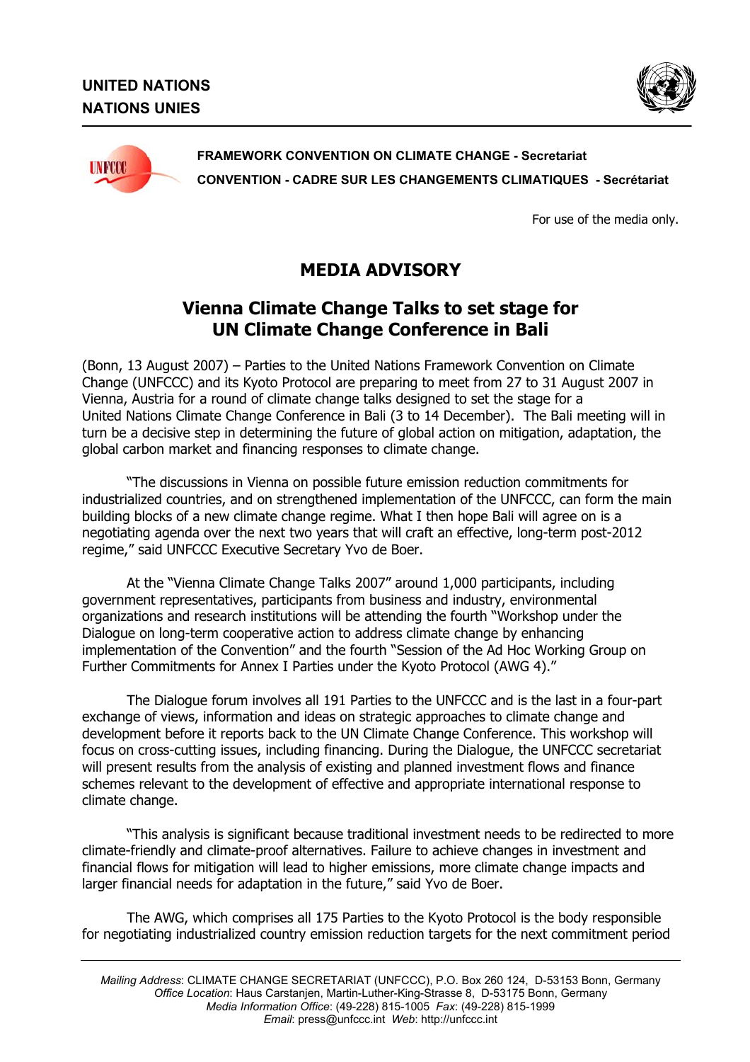**UNITED NATIONS**
**NATIONS UNIES**

**FRAMEWORK CONVENTION ON CLIMATE CHANGE - Secretariat**
**CONVENTION - CADRE SUR LES CHANGEMENTS CLIMATIQUES - Secrétariat**

For use of the media only.

# MEDIA ADVISORY

## Vienna Climate Change Talks to set stage for UN Climate Change Conference in Bali

(Bonn, 13 August 2007) – Parties to the United Nations Framework Convention on Climate Change (UNFCCC) and its Kyoto Protocol are preparing to meet from 27 to 31 August 2007 in Vienna, Austria for a round of climate change talks designed to set the stage for a United Nations Climate Change Conference in Bali (3 to 14 December). The Bali meeting will in turn be a decisive step in determining the future of global action on mitigation, adaptation, the global carbon market and financing responses to climate change.

"The discussions in Vienna on possible future emission reduction commitments for industrialized countries, and on strengthened implementation of the UNFCCC, can form the main building blocks of a new climate change regime. What I then hope Bali will agree on is a negotiating agenda over the next two years that will craft an effective, long-term post-2012 regime," said UNFCCC Executive Secretary Yvo de Boer.

At the "Vienna Climate Change Talks 2007" around 1,000 participants, including government representatives, participants from business and industry, environmental organizations and research institutions will be attending the fourth "Workshop under the Dialogue on long-term cooperative action to address climate change by enhancing implementation of the Convention" and the fourth "Session of the Ad Hoc Working Group on Further Commitments for Annex I Parties under the Kyoto Protocol (AWG 4)."

The Dialogue forum involves all 191 Parties to the UNFCCC and is the last in a four-part exchange of views, information and ideas on strategic approaches to climate change and development before it reports back to the UN Climate Change Conference. This workshop will focus on cross-cutting issues, including financing. During the Dialogue, the UNFCCC secretariat will present results from the analysis of existing and planned investment flows and finance schemes relevant to the development of effective and appropriate international response to climate change.

"This analysis is significant because traditional investment needs to be redirected to more climate-friendly and climate-proof alternatives. Failure to achieve changes in investment and financial flows for mitigation will lead to higher emissions, more climate change impacts and larger financial needs for adaptation in the future," said Yvo de Boer.

The AWG, which comprises all 175 Parties to the Kyoto Protocol is the body responsible for negotiating industrialized country emission reduction targets for the next commitment period

*Mailing Address*: CLIMATE CHANGE SECRETARIAT (UNFCCC), P.O. Box 260 124, D-53153 Bonn, Germany
*Office Location*: Haus Carstanjen, Martin-Luther-King-Strasse 8, D-53175 Bonn, Germany
*Media Information Office*: (49-228) 815-1005 *Fax*: (49-228) 815-1999
*Email*: press@unfccc.int *Web*: http://unfccc.int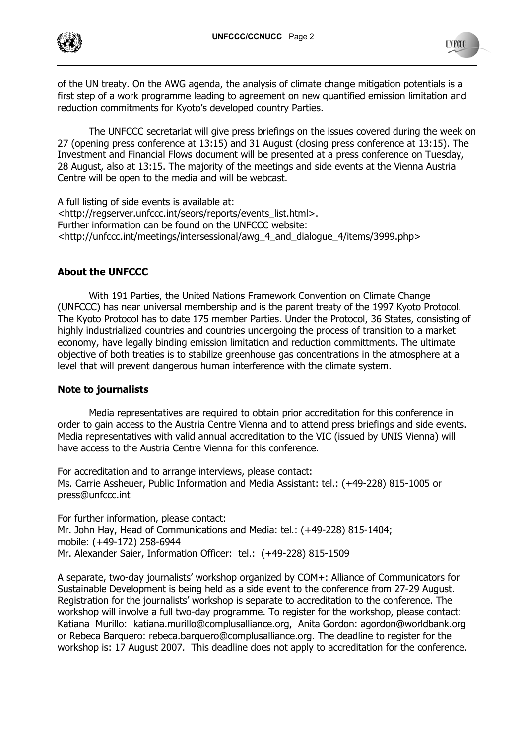of the UN treaty. On the AWG agenda, the analysis of climate change mitigation potentials is a first step of a work programme leading to agreement on new quantified emission limitation and reduction commitments for Kyoto's developed country Parties.

The UNFCCC secretariat will give press briefings on the issues covered during the week on 27 (opening press conference at 13:15) and 31 August (closing press conference at 13:15). The Investment and Financial Flows document will be presented at a press conference on Tuesday, 28 August, also at 13:15. The majority of the meetings and side events at the Vienna Austria Centre will be open to the media and will be webcast.

A full listing of side events is available at:
<http://regserver.unfccc.int/seors/reports/events_list.html>.
Further information can be found on the UNFCCC website:
<http://unfccc.int/meetings/intersessional/awg_4_and_dialogue_4/items/3999.php>

**About the UNFCCC**

With 191 Parties, the United Nations Framework Convention on Climate Change (UNFCCC) has near universal membership and is the parent treaty of the 1997 Kyoto Protocol. The Kyoto Protocol has to date 175 member Parties. Under the Protocol, 36 States, consisting of highly industrialized countries and countries undergoing the process of transition to a market economy, have legally binding emission limitation and reduction committments. The ultimate objective of both treaties is to stabilize greenhouse gas concentrations in the atmosphere at a level that will prevent dangerous human interference with the climate system.

**Note to journalists**

Media representatives are required to obtain prior accreditation for this conference in order to gain access to the Austria Centre Vienna and to attend press briefings and side events. Media representatives with valid annual accreditation to the VIC (issued by UNIS Vienna) will have access to the Austria Centre Vienna for this conference.

For accreditation and to arrange interviews, please contact:
Ms. Carrie Assheuer, Public Information and Media Assistant: tel.: (+49-228) 815-1005 or press@unfccc.int

For further information, please contact:
Mr. John Hay, Head of Communications and Media: tel.: (+49-228) 815-1404;
mobile: (+49-172) 258-6944
Mr. Alexander Saier, Information Officer: tel.: (+49-228) 815-1509

A separate, two-day journalists' workshop organized by COM+: Alliance of Communicators for Sustainable Development is being held as a side event to the conference from 27-29 August. Registration for the journalists' workshop is separate to accreditation to the conference. The workshop will involve a full two-day programme. To register for the workshop, please contact: Katiana Murillo: katiana.murillo@complusalliance.org, Anita Gordon: agordon@worldbank.org or Rebeca Barquero: rebeca.barquero@complusalliance.org. The deadline to register for the workshop is: 17 August 2007. This deadline does not apply to accreditation for the conference.